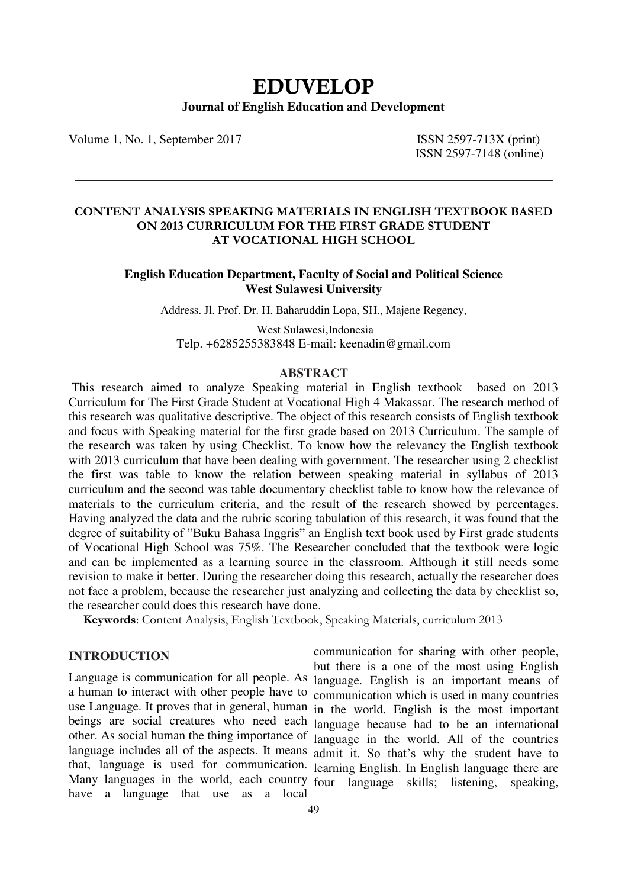# EDUVELOP

**Journal of English Education and Development**

Volume 1, No. 1, September 2017 ISSN 2597-713X (print)
ISSN 2597-7148 (online)

## CONTENT ANALYSIS SPEAKING MATERIALS IN ENGLISH TEXTBOOK BASED ON 2013 CURRICULUM FOR THE FIRST GRADE STUDENT AT VOCATIONAL HIGH SCHOOL

**English Education Department, Faculty of Social and Political Science**
**West Sulawesi University**

Address. Jl. Prof. Dr. H. Baharuddin Lopa, SH., Majene Regency,

West Sulawesi,Indonesia

Telp. +6285255383848 E-mail: keenadin@gmail.com

### ABSTRACT

This research aimed to analyze Speaking material in English textbook based on 2013 Curriculum for The First Grade Student at Vocational High 4 Makassar. The research method of this research was qualitative descriptive. The object of this research consists of English textbook and focus with Speaking material for the first grade based on 2013 Curriculum. The sample of the research was taken by using Checklist. To know how the relevancy the English textbook with 2013 curriculum that have been dealing with government. The researcher using 2 checklist the first was table to know the relation between speaking material in syllabus of 2013 curriculum and the second was table documentary checklist table to know how the relevance of materials to the curriculum criteria, and the result of the research showed by percentages. Having analyzed the data and the rubric scoring tabulation of this research, it was found that the degree of suitability of "Buku Bahasa Inggris" an English text book used by First grade students of Vocational High School was 75%. The Researcher concluded that the textbook were logic and can be implemented as a learning source in the classroom. Although it still needs some revision to make it better. During the researcher doing this research, actually the researcher does not face a problem, because the researcher just analyzing and collecting the data by checklist so, the researcher could does this research have done.

**Keywords**: Content Analysis, English Textbook, Speaking Materials, curriculum 2013

### INTRODUCTION

Language is communication for all people. As a human to interact with other people have to use Language. It proves that in general, human beings are social creatures who need each other. As social human the thing importance of language includes all of the aspects. It means that, language is used for communication. Many languages in the world, each country have a language that use as a local communication for sharing with other people, but there is a one of the most using English language. English is an important means of communication which is used in many countries in the world. English is the most important language because had to be an international language in the world. All of the countries admit it. So that's why the student have to learning English. In English language there are four language skills; listening, speaking,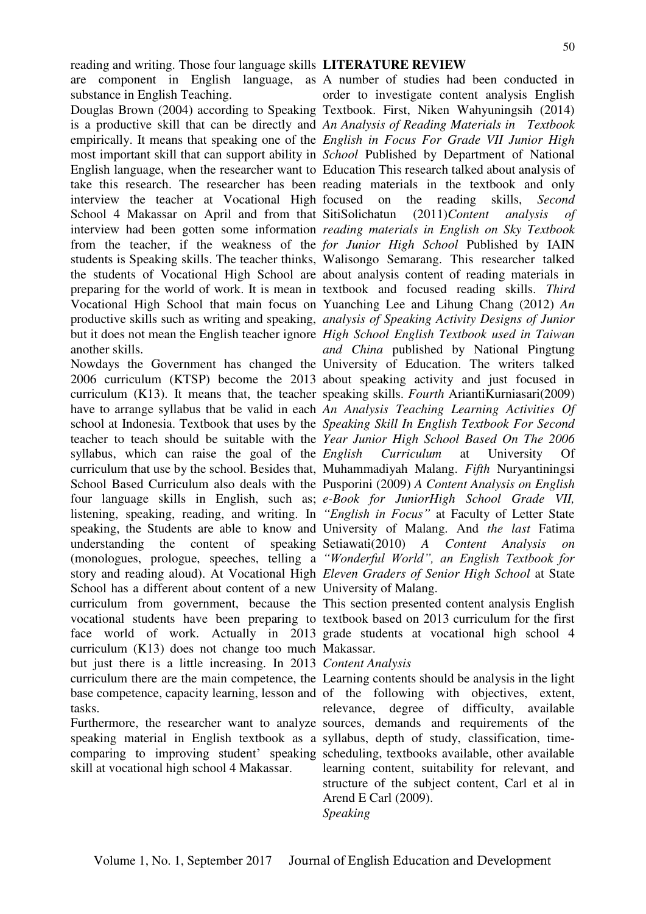reading and writing. Those four language skills are component in English language, as substance in English Teaching.

Douglas Brown (2004) according to Speaking is a productive skill that can be directly and empirically. It means that speaking one of the most important skill that can support ability in English language, when the researcher want to take this research. The researcher has been interview the teacher at Vocational High School 4 Makassar on April and from that interview had been gotten some information from the teacher, if the weakness of the students is Speaking skills. The teacher thinks, the students of Vocational High School are preparing for the world of work. It is mean in Vocational High School that main focus on productive skills such as writing and speaking, but it does not mean the English teacher ignore another skills.

Nowdays the Government has changed the 2006 curriculum (KTSP) become the 2013 curriculum (K13). It means that, the teacher have to arrange syllabus that be valid in each school at Indonesia. Textbook that uses by the teacher to teach should be suitable with the syllabus, which can raise the goal of the curriculum that use by the school. Besides that, School Based Curriculum also deals with the four language skills in English, such as; listening, speaking, reading, and writing. In speaking, the Students are able to know and understanding the content of speaking (monologues, prologue, speeches, telling a story and reading aloud). At Vocational High School has a different about content of a new curriculum from government, because the vocational students have been preparing to face world of work. Actually in 2013 curriculum (K13) does not change too much but just there is a little increasing. In 2013 curriculum there are the main competence, the base competence, capacity learning, lesson and tasks.

Furthermore, the researcher want to analyze speaking material in English textbook as a comparing to improving student' speaking skill at vocational high school 4 Makassar.

## LITERATURE REVIEW

A number of studies had been conducted in order to investigate content analysis English Textbook. First, Niken Wahyuningsih (2014) *An Analysis of Reading Materials in Textbook English in Focus For Grade VII Junior High School* Published by Department of National Education This research talked about analysis of reading materials in the textbook and only focused on the reading skills, *Second* SitiSolichatun (2011)*Content analysis of reading materials in English on Sky Textbook for Junior High School* Published by IAIN Walisongo Semarang. This researcher talked about analysis content of reading materials in textbook and focused reading skills. *Third* Yuanching Lee and Lihung Chang (2012) *An analysis of Speaking Activity Designs of Junior High School English Textbook used in Taiwan and China* published by National Pingtung University of Education. The writers talked about speaking activity and just focused in speaking skills. *Fourth* ArriantiKurniasari(2009) *An Analysis Teaching Learning Activities Of Speaking Skill In English Textbook For Second Year Junior High School Based On The 2006 English Curriculum* at University Of Muhammadiyah Malang. *Fifth* Nuryantiningsi Pusporini (2009) *A Content Analysis on English e-Book for JuniorHigh School Grade VII, "English in Focus"* at Faculty of Letter State University of Malang. And *the last* Fatima Setiawati(2010) *A Content Analysis on "Wonderful World", an English Textbook for Eleven Graders of Senior High School* at State University of Malang.

This section presented content analysis English textbook based on 2013 curriculum for the first grade students at vocational high school 4 Makassar.

### *Content Analysis*

Learning contents should be analysis in the light of the following with objectives, extent, relevance, degree of difficulty, available sources, demands and requirements of the syllabus, depth of study, classification, time-scheduling, textbooks available, other available learning content, suitability for relevant, and structure of the subject content, Carl et al in Arend E Carl (2009).

### *Speaking*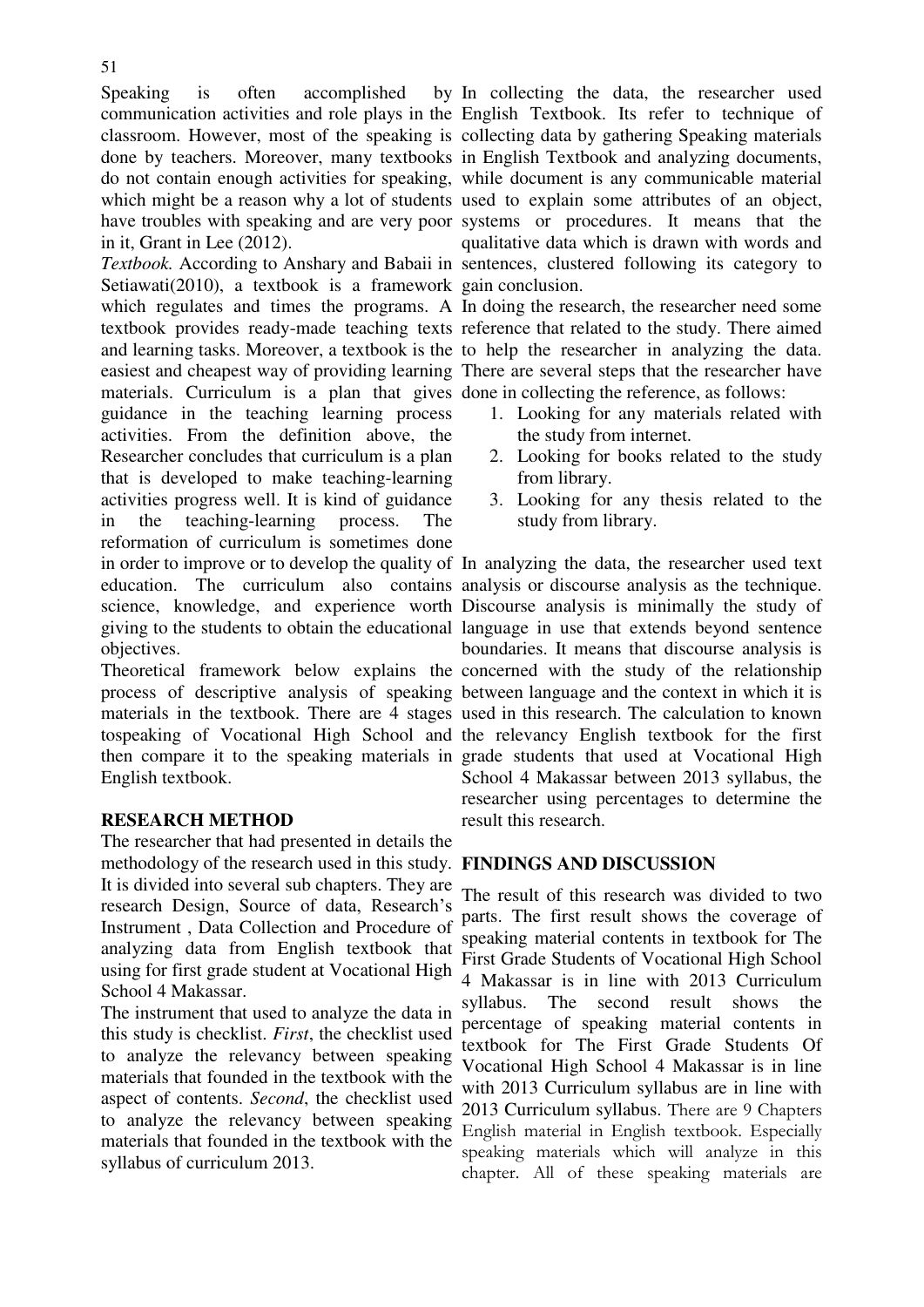Speaking is often accomplished by communication activities and role plays in the classroom. However, most of the speaking is done by teachers. Moreover, many textbooks do not contain enough activities for speaking, which might be a reason why a lot of students have troubles with speaking and are very poor in it, Grant in Lee (2012).

*Textbook.* According to Anshary and Babaii in Setiawati(2010), a textbook is a framework which regulates and times the programs. A textbook provides ready-made teaching texts and learning tasks. Moreover, a textbook is the easiest and cheapest way of providing learning materials. Curriculum is a plan that gives guidance in the teaching learning process activities. From the definition above, the Researcher concludes that curriculum is a plan that is developed to make teaching-learning activities progress well. It is kind of guidance in the teaching-learning process. The reformation of curriculum is sometimes done in order to improve or to develop the quality of education. The curriculum also contains science, knowledge, and experience worth giving to the students to obtain the educational objectives.

Theoretical framework below explains the process of descriptive analysis of speaking materials in the textbook. There are 4 stages tospeaking of Vocational High School and then compare it to the speaking materials in English textbook.

## RESEARCH METHOD

The researcher that had presented in details the methodology of the research used in this study. It is divided into several sub chapters. They are research Design, Source of data, Research's Instrument , Data Collection and Procedure of analyzing data from English textbook that using for first grade student at Vocational High School 4 Makassar.

The instrument that used to analyze the data in this study is checklist. *First*, the checklist used to analyze the relevancy between speaking materials that founded in the textbook with the aspect of contents. *Second*, the checklist used to analyze the relevancy between speaking materials that founded in the textbook with the syllabus of curriculum 2013.

In collecting the data, the researcher used English Textbook. Its refer to technique of collecting data by gathering Speaking materials in English Textbook and analyzing documents, while document is any communicable material used to explain some attributes of an object, systems or procedures. It means that the qualitative data which is drawn with words and sentences, clustered following its category to gain conclusion.

In doing the research, the researcher need some reference that related to the study. There aimed to help the researcher in analyzing the data. There are several steps that the researcher have done in collecting the reference, as follows:

1. Looking for any materials related with the study from internet.
2. Looking for books related to the study from library.
3. Looking for any thesis related to the study from library.

In analyzing the data, the researcher used text analysis or discourse analysis as the technique. Discourse analysis is minimally the study of language in use that extends beyond sentence boundaries. It means that discourse analysis is concerned with the study of the relationship between language and the context in which it is used in this research. The calculation to known the relevancy English textbook for the first grade students that used at Vocational High School 4 Makassar between 2013 syllabus, the researcher using percentages to determine the result this research.

## FINDINGS AND DISCUSSION

The result of this research was divided to two parts. The first result shows the coverage of speaking material contents in textbook for The First Grade Students of Vocational High School 4 Makassar is in line with 2013 Curriculum syllabus. The second result shows the percentage of speaking material contents in textbook for The First Grade Students Of Vocational High School 4 Makassar is in line with 2013 Curriculum syllabus are in line with 2013 Curriculum syllabus. There are 9 Chapters English material in English textbook. Especially speaking materials which will analyze in this chapter. All of these speaking materials are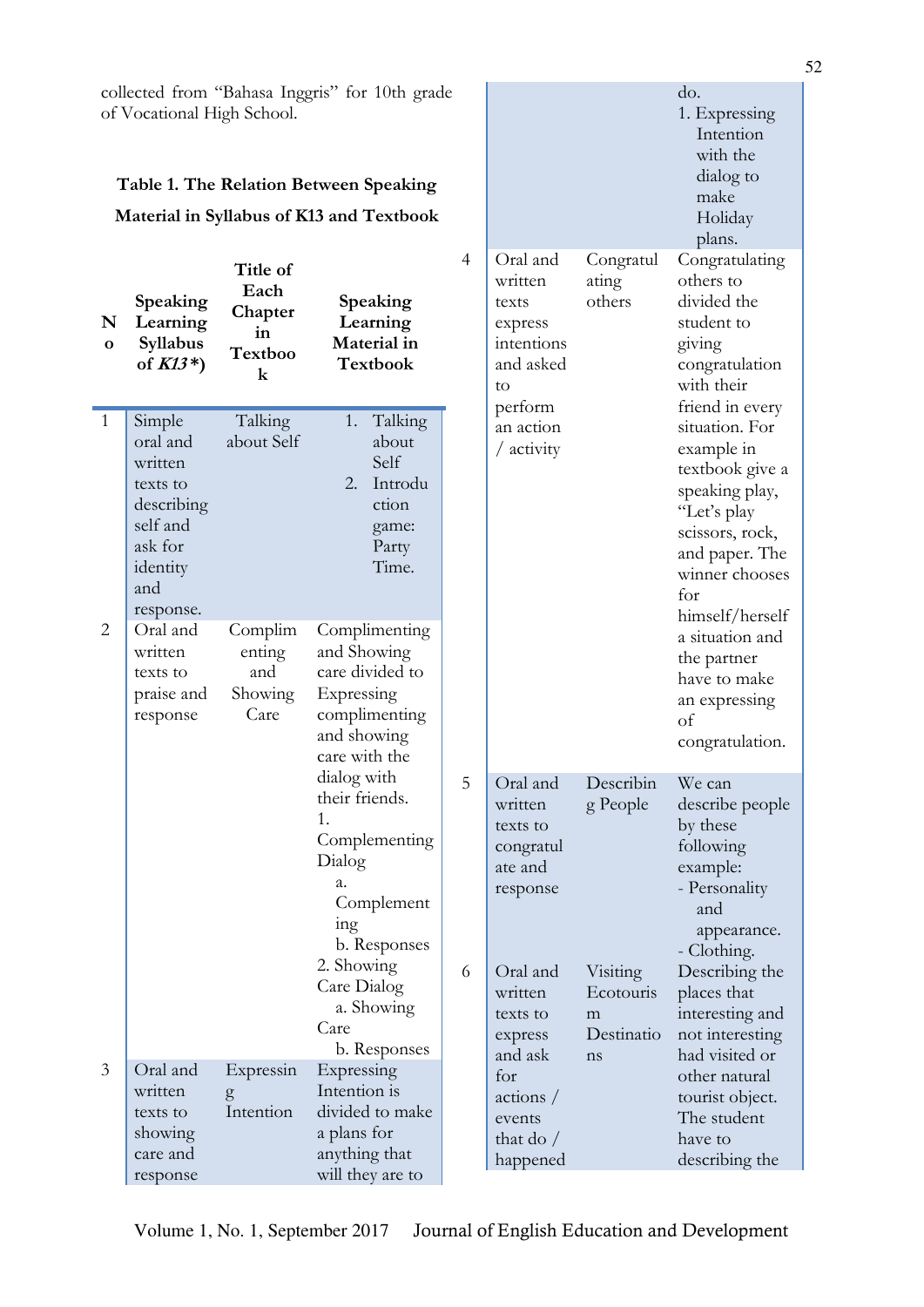collected from "Bahasa Inggris" for 10th grade of Vocational High School.

**Table 1. The Relation Between Speaking Material in Syllabus of K13 and Textbook**

| No | Speaking Learning Syllabus of *K13*\*) | Title of Each Chapter in Textbook | Speaking Learning Material in Textbook |
|---|---|---|---|
| 1 | Simple oral and written texts to describing self and ask for identity and response. | Talking about Self | 1. Talking about Self<br>2. Introduction game: Party Time. |
| 2 | Oral and written texts to praise and response | Complimenting and Showing Care | Complimenting and Showing care divided to Expressing complimenting and showing care with the dialog with their friends.<br>1. Complementing Dialog<br>a. Complementing<br>b. Responses<br>2. Showing Care Dialog<br>a. Showing Care<br>b. Responses |
| 3 | Oral and written texts to showing care and response | Expressing Intention | Expressing Intention is divided to make a plans for anything that will they are to do.<br>1. Expressing Intention with the dialog to make Holiday plans. |
| 4 | Oral and written texts express intentions and asked to perform an action / activity | Congratulating others | Congratulating others to divided the student to giving congratulation with their friend in every situation. For example in textbook give a speaking play, "Let's play scissors, rock, and paper. The winner chooses for himself/herself a situation and the partner have to make an expressing of congratulation. |
| 5 | Oral and written texts to congratulate and response | Describing People | We can describe people by these following example:<br>- Personality and appearance.<br>- Clothing. |
| 6 | Oral and written texts to express and ask for actions / events that do / happened | Visiting Ecotourism Destinations | Describing the places that interesting and not interesting had visited or other natural tourist object. The student have to describing the |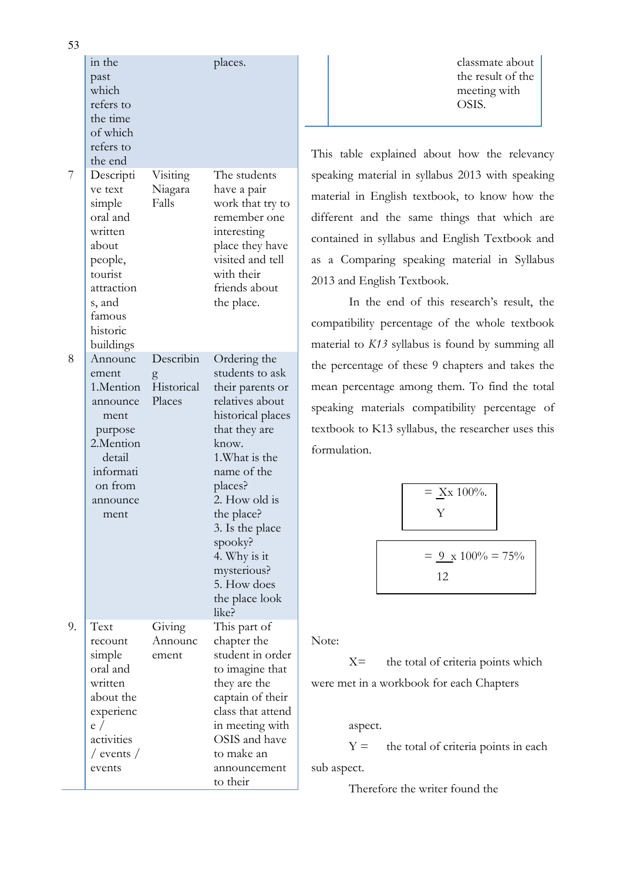| | | | |
|---|---|---|---|
| | in the past which refers to the time of which refers to the end | | places. |
| 7 | Descriptive text simple oral and written about people, tourist attractions, and famous historic buildings | Visiting Niagara Falls | The students have a pair work that try to remember one interesting place they have visited and tell with their friends about the place. |
| 8 | Announcement 1.Mention announcement purpose 2.Mention detail information from announcement | Describing Historical Places | Ordering the students to ask their parents or relatives about historical places that they are know. 1.What is the name of the places? 2. How old is the place? 3. Is the place spooky? 4. Why is it mysterious? 5. How does the place look like? |
| 9. | Text recount simple oral and written about the experience / activities / events / events | Giving Announcement | This part of chapter the student in order to imagine that they are the captain of their class that attend in meeting with OSIS and have to make an announcement to their classmate about the result of the meeting with OSIS. |

This table explained about how the relevancy speaking material in syllabus 2013 with speaking material in English textbook, to know how the different and the same things that which are contained in syllabus and English Textbook and as a Comparing speaking material in Syllabus 2013 and English Textbook.

In the end of this research's result, the compatibility percentage of the whole textbook material to *K13* syllabus is found by summing all the percentage of these 9 chapters and takes the mean percentage among them. To find the total speaking materials compatibility percentage of textbook to K13 syllabus, the researcher uses this formulation.

$$= \frac{X}{Y} \times 100\%.$$

$$= \frac{9}{12} \times 100\% = 75\%$$

Note:

X= the total of criteria points which were met in a workbook for each Chapters

aspect.

Y = the total of criteria points in each sub aspect.

Therefore the writer found the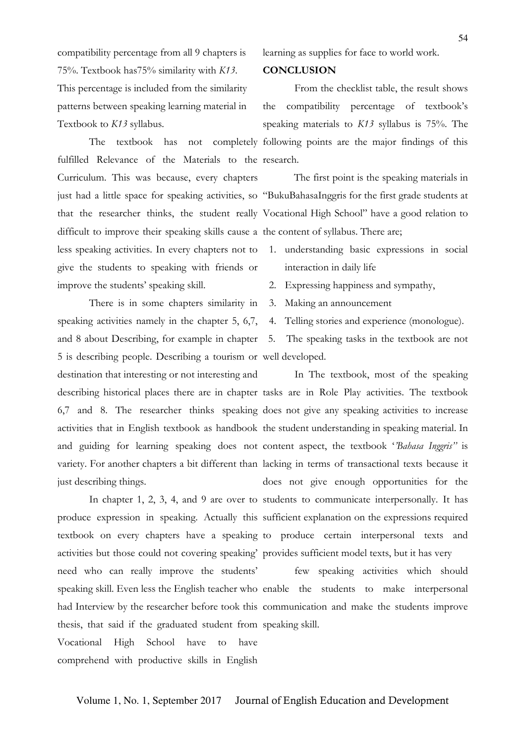compatibility percentage from all 9 chapters is 75%. Textbook has75% similarity with *K13*. This percentage is included from the similarity patterns between speaking learning material in Textbook to *K13* syllabus.

The textbook has not completely fulfilled Relevance of the Materials to the Curriculum. This was because, every chapters just had a little space for speaking activities, so that the researcher thinks, the student really difficult to improve their speaking skills cause a less speaking activities. In every chapters not to give the students to speaking with friends or improve the students' speaking skill.

There is in some chapters similarity in speaking activities namely in the chapter 5, 6,7, and 8 about Describing, for example in chapter 5 is describing people. Describing a tourism or destination that interesting or not interesting and describing historical places there are in chapter 6,7 and 8. The researcher thinks speaking activities that in English textbook as handbook and guiding for learning speaking does not variety. For another chapters a bit different than just describing things.

In chapter 1, 2, 3, 4, and 9 are over to produce expression in speaking. Actually this textbook on every chapters have a speaking activities but those could not covering speaking' need who can really improve the students' speaking skill. Even less the English teacher who had Interview by the researcher before took this thesis, that said if the graduated student from Vocational High School have to have comprehend with productive skills in English learning as supplies for face to world work.

## CONCLUSION

From the checklist table, the result shows the compatibility percentage of textbook's speaking materials to *K13* syllabus is 75%. The following points are the major findings of this research.

The first point is the speaking materials in "BukuBahasaInggris for the first grade students at Vocational High School" have a good relation to the content of syllabus. There are;

1. understanding basic expressions in social interaction in daily life
2. Expressing happiness and sympathy,
3. Making an announcement
4. Telling stories and experience (monologue).
5. The speaking tasks in the textbook are not well developed.

In The textbook, most of the speaking tasks are in Role Play activities. The textbook does not give any speaking activities to increase the student understanding in speaking material. In content aspect, the textbook '*'Bahasa Inggris"* is lacking in terms of transactional texts because it does not give enough opportunities for the students to communicate interpersonally. It has sufficient explanation on the expressions required to produce certain interpersonal texts and provides sufficient model texts, but it has very few speaking activities which should enable the students to make interpersonal communication and make the students improve speaking skill.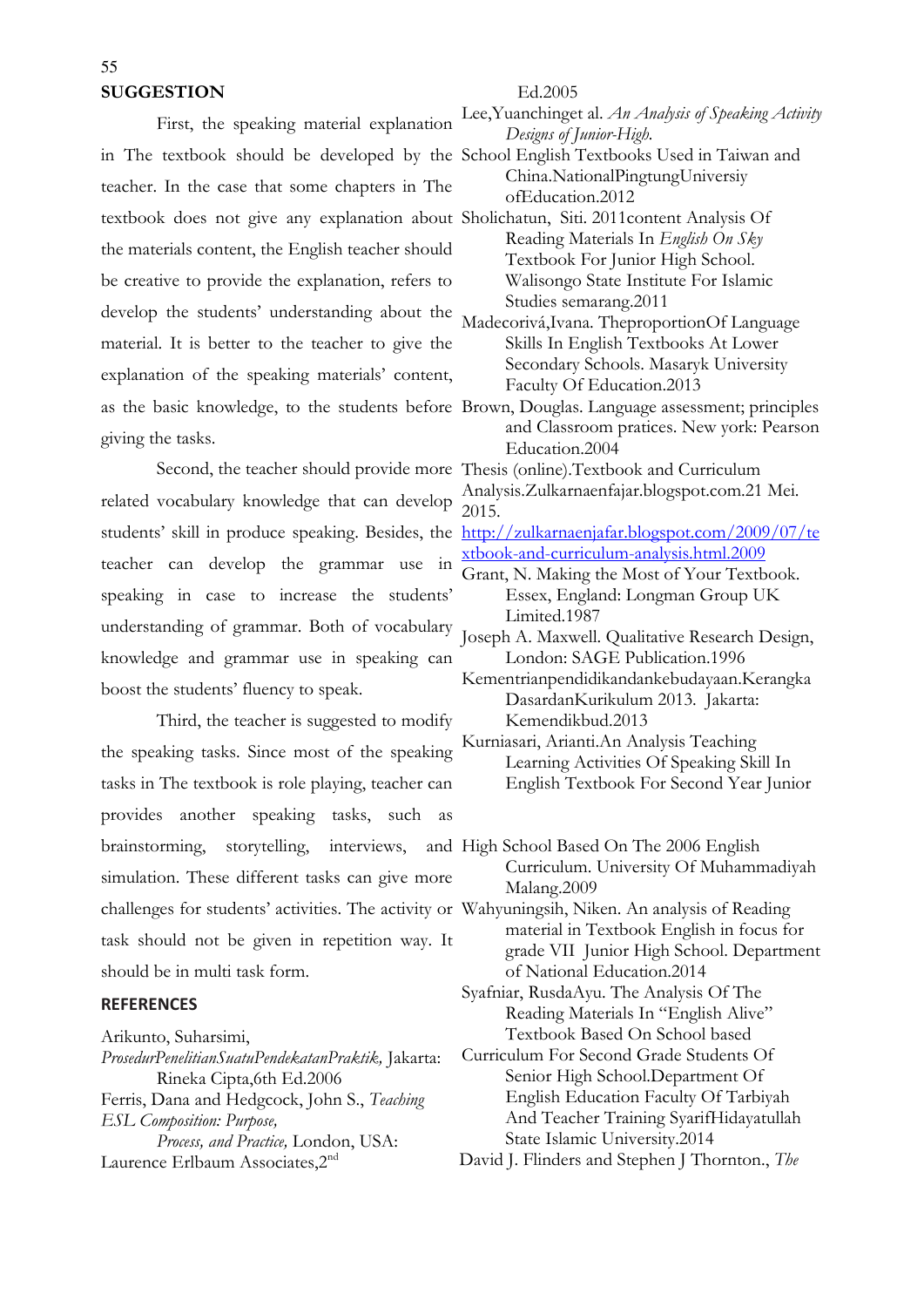## SUGGESTION

First, the speaking material explanation in The textbook should be developed by the teacher. In the case that some chapters in The textbook does not give any explanation about the materials content, the English teacher should be creative to provide the explanation, refers to develop the students' understanding about the material. It is better to the teacher to give the explanation of the speaking materials' content, as the basic knowledge, to the students before giving the tasks.

Second, the teacher should provide more related vocabulary knowledge that can develop students' skill in produce speaking. Besides, the teacher can develop the grammar use in speaking in case to increase the students' understanding of grammar. Both of vocabulary knowledge and grammar use in speaking can boost the students' fluency to speak.

Third, the teacher is suggested to modify the speaking tasks. Since most of the speaking tasks in The textbook is role playing, teacher can provides another speaking tasks, such as brainstorming, storytelling, interviews, and simulation. These different tasks can give more challenges for students' activities. The activity or task should not be given in repetition way. It should be in multi task form.

## REFERENCES

Arikunto, Suharsimi, *ProsedurPenelitianSuatuPendekatanPraktik,* Jakarta: Rineka Cipta,6th Ed.2006

Ferris, Dana and Hedgcock, John S., *Teaching ESL Composition: Purpose, Process, and Practice,* London, USA: Laurence Erlbaum Associates,2nd Ed.2005

Lee,Yuanchinget al. *An Analysis of Speaking Activity Designs of Junior-High.* School English Textbooks Used in Taiwan and China.NationalPingtungUniversiy ofEducation.2012

Sholichatun, Siti. 2011content Analysis Of Reading Materials In *English On Sky* Textbook For Junior High School. Walisongo State Institute For Islamic Studies semarang.2011

Madecorivá,Ivana. TheproportionOf Language Skills In English Textbooks At Lower Secondary Schools. Masaryk University Faculty Of Education.2013

Brown, Douglas. Language assessment; principles and Classroom pratices. New york: Pearson Education.2004

Thesis (online).Textbook and Curriculum Analysis.Zulkarnaenfajar.blogspot.com.21 Mei. 2015. http://zulkarnaenjafar.blogspot.com/2009/07/textbook-and-curriculum-analysis.html.2009

Grant, N. Making the Most of Your Textbook. Essex, England: Longman Group UK Limited.1987

Joseph A. Maxwell. Qualitative Research Design, London: SAGE Publication.1996

Kementrianpendidikandankebudayaan.Kerangka DasardanKurikulum 2013. Jakarta: Kemendikbud.2013

Kurniasari, Arianti.An Analysis Teaching Learning Activities Of Speaking Skill In English Textbook For Second Year Junior High School Based On The 2006 English Curriculum. University Of Muhammadiyah Malang.2009

Wahyuningsih, Niken. An analysis of Reading material in Textbook English in focus for grade VII Junior High School. Department of National Education.2014

Syafniar, RusdaAyu. The Analysis Of The Reading Materials In "English Alive" Textbook Based On School based Curriculum For Second Grade Students Of Senior High School.Department Of English Education Faculty Of Tarbiyah And Teacher Training SyarifHidayatullah State Islamic University.2014

David J. Flinders and Stephen J Thornton., *The*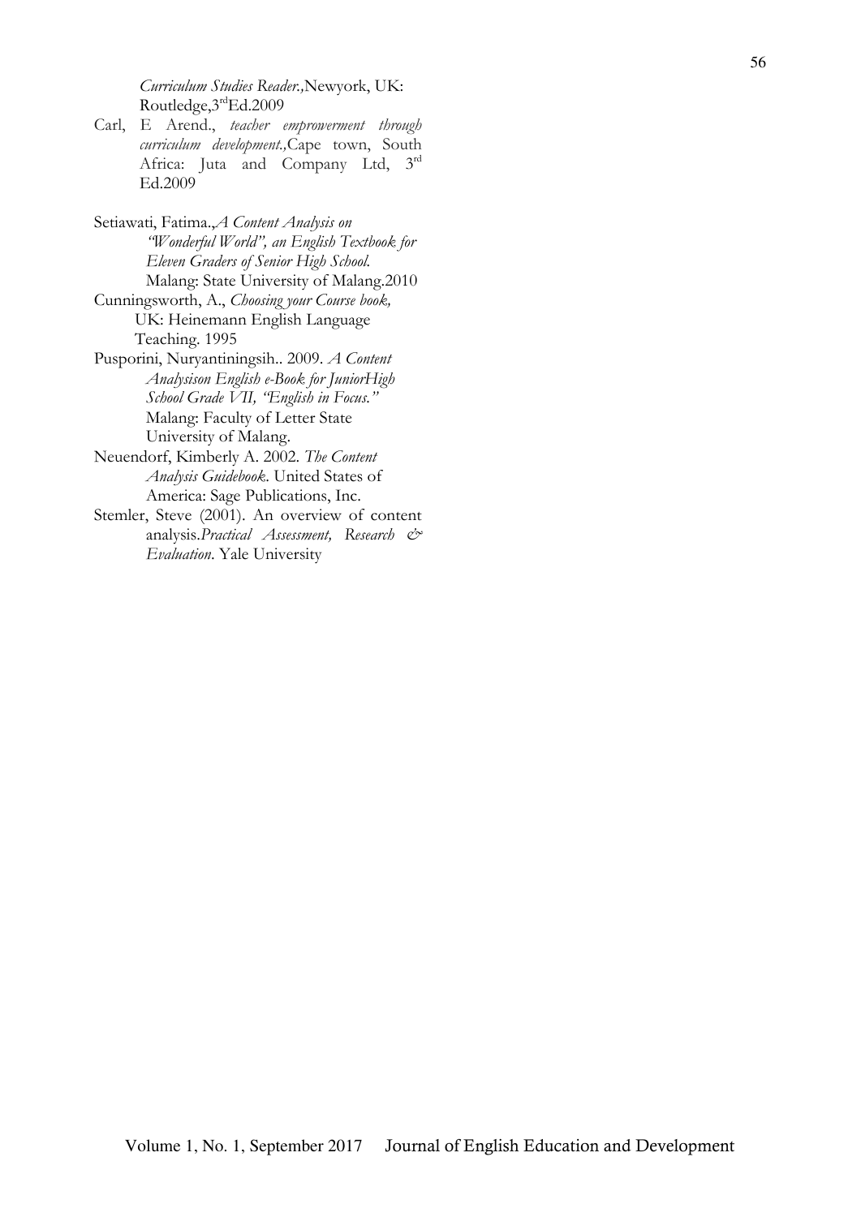*Curriculum Studies Reader.,*Newyork, UK: Routledge,3rdEd.2009

Carl, E Arend., *teacher emprowerment through curriculum development.,*Cape town, South Africa: Juta and Company Ltd, 3rd Ed.2009

Setiawati, Fatima.,*A Content Analysis on "Wonderful World", an English Textbook for Eleven Graders of Senior High School.* Malang: State University of Malang.2010

Cunningsworth, A., *Choosing your Course book,* UK: Heinemann English Language Teaching. 1995

Pusporini, Nuryantiningsih.. 2009. *A Content Analysison English e-Book for JuniorHigh School Grade VII, "English in Focus."* Malang: Faculty of Letter State University of Malang.

Neuendorf, Kimberly A. 2002. *The Content Analysis Guidebook.* United States of America: Sage Publications, Inc.

Stemler, Steve (2001). An overview of content analysis.*Practical Assessment, Research & Evaluation*. Yale University